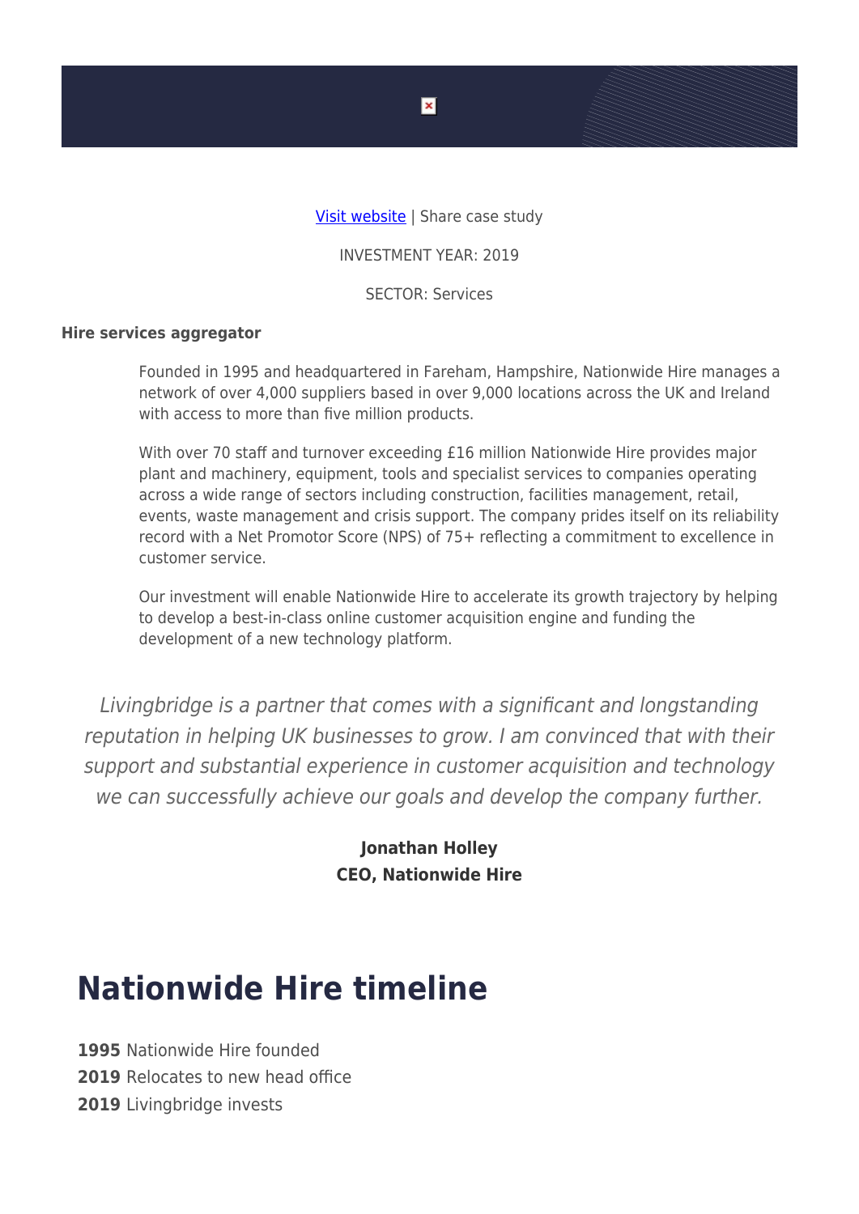[Visit website](#) | Share case study

INVESTMENT YEAR: 2019

SECTOR: Services

**Hire services aggregator**

Founded in 1995 and headquartered in Fareham, Hampshire, Nationwide Hire manages a network of over 4,000 suppliers based in over 9,000 locations across the UK and Ireland with access to more than five million products.

With over 70 staff and turnover exceeding £16 million Nationwide Hire provides major plant and machinery, equipment, tools and specialist services to companies operating across a wide range of sectors including construction, facilities management, retail, events, waste management and crisis support. The company prides itself on its reliability record with a Net Promotor Score (NPS) of 75+ reflecting a commitment to excellence in customer service.

Our investment will enable Nationwide Hire to accelerate its growth trajectory by helping to develop a best-in-class online customer acquisition engine and funding the development of a new technology platform.

*Livingbridge is a partner that comes with a significant and longstanding reputation in helping UK businesses to grow. I am convinced that with their support and substantial experience in customer acquisition and technology we can successfully achieve our goals and develop the company further.*

**Jonathan Holley**
**CEO, Nationwide Hire**

# Nationwide Hire timeline

**1995** Nationwide Hire founded
**2019** Relocates to new head office
**2019** Livingbridge invests